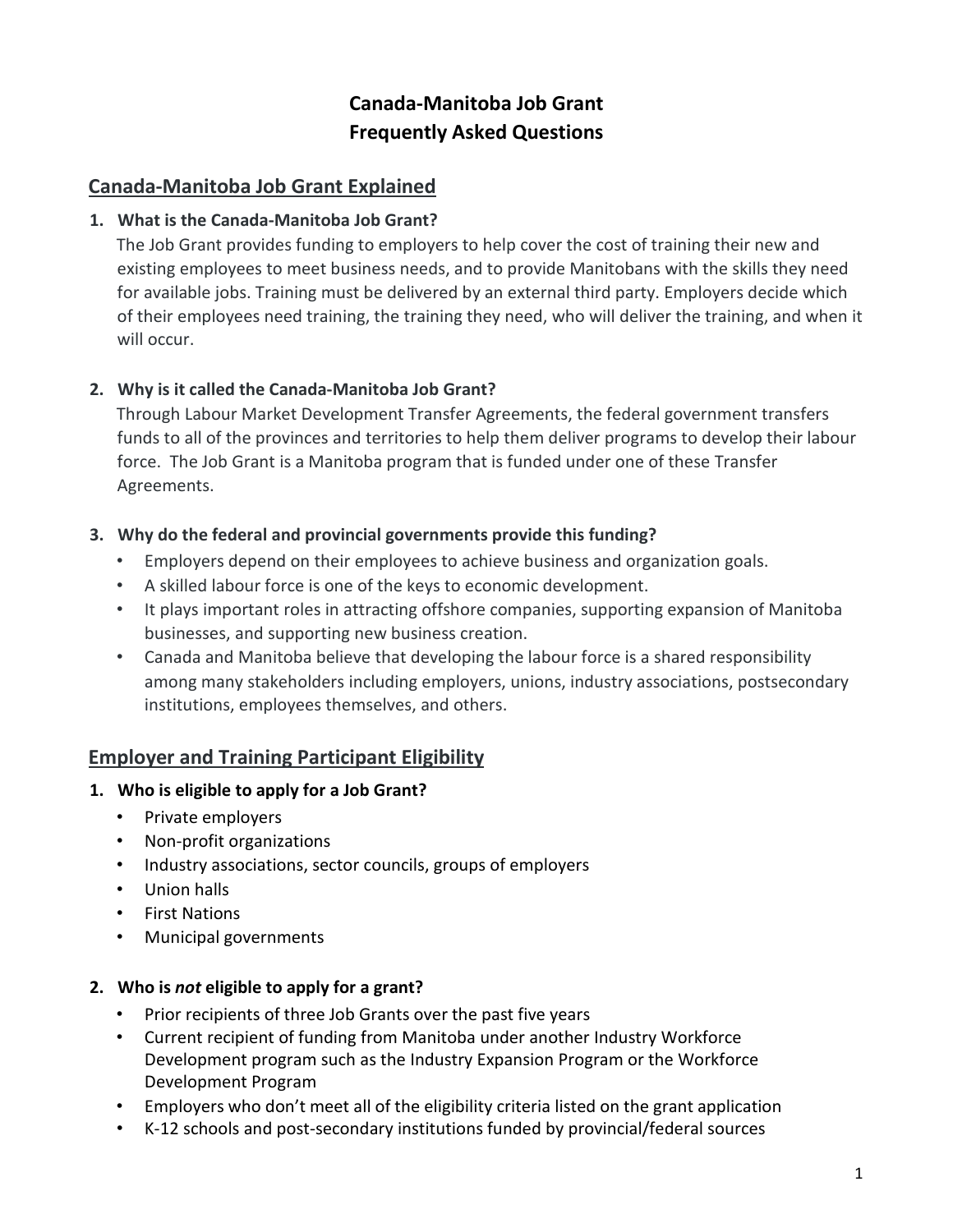# Canada-Manitoba Job Grant
# Frequently Asked Questions

## Canada-Manitoba Job Grant Explained

1. **What is the Canada-Manitoba Job Grant?**
   The Job Grant provides funding to employers to help cover the cost of training their new and existing employees to meet business needs, and to provide Manitobans with the skills they need for available jobs. Training must be delivered by an external third party. Employers decide which of their employees need training, the training they need, who will deliver the training, and when it will occur.

2. **Why is it called the Canada-Manitoba Job Grant?**
   Through Labour Market Development Transfer Agreements, the federal government transfers funds to all of the provinces and territories to help them deliver programs to develop their labour force. The Job Grant is a Manitoba program that is funded under one of these Transfer Agreements.

3. **Why do the federal and provincial governments provide this funding?**
   - Employers depend on their employees to achieve business and organization goals.
   - A skilled labour force is one of the keys to economic development.
   - It plays important roles in attracting offshore companies, supporting expansion of Manitoba businesses, and supporting new business creation.
   - Canada and Manitoba believe that developing the labour force is a shared responsibility among many stakeholders including employers, unions, industry associations, postsecondary institutions, employees themselves, and others.

## Employer and Training Participant Eligibility

1. **Who is eligible to apply for a Job Grant?**
   - Private employers
   - Non-profit organizations
   - Industry associations, sector councils, groups of employers
   - Union halls
   - First Nations
   - Municipal governments

2. **Who is *not* eligible to apply for a grant?**
   - Prior recipients of three Job Grants over the past five years
   - Current recipient of funding from Manitoba under another Industry Workforce Development program such as the Industry Expansion Program or the Workforce Development Program
   - Employers who don't meet all of the eligibility criteria listed on the grant application
   - K-12 schools and post-secondary institutions funded by provincial/federal sources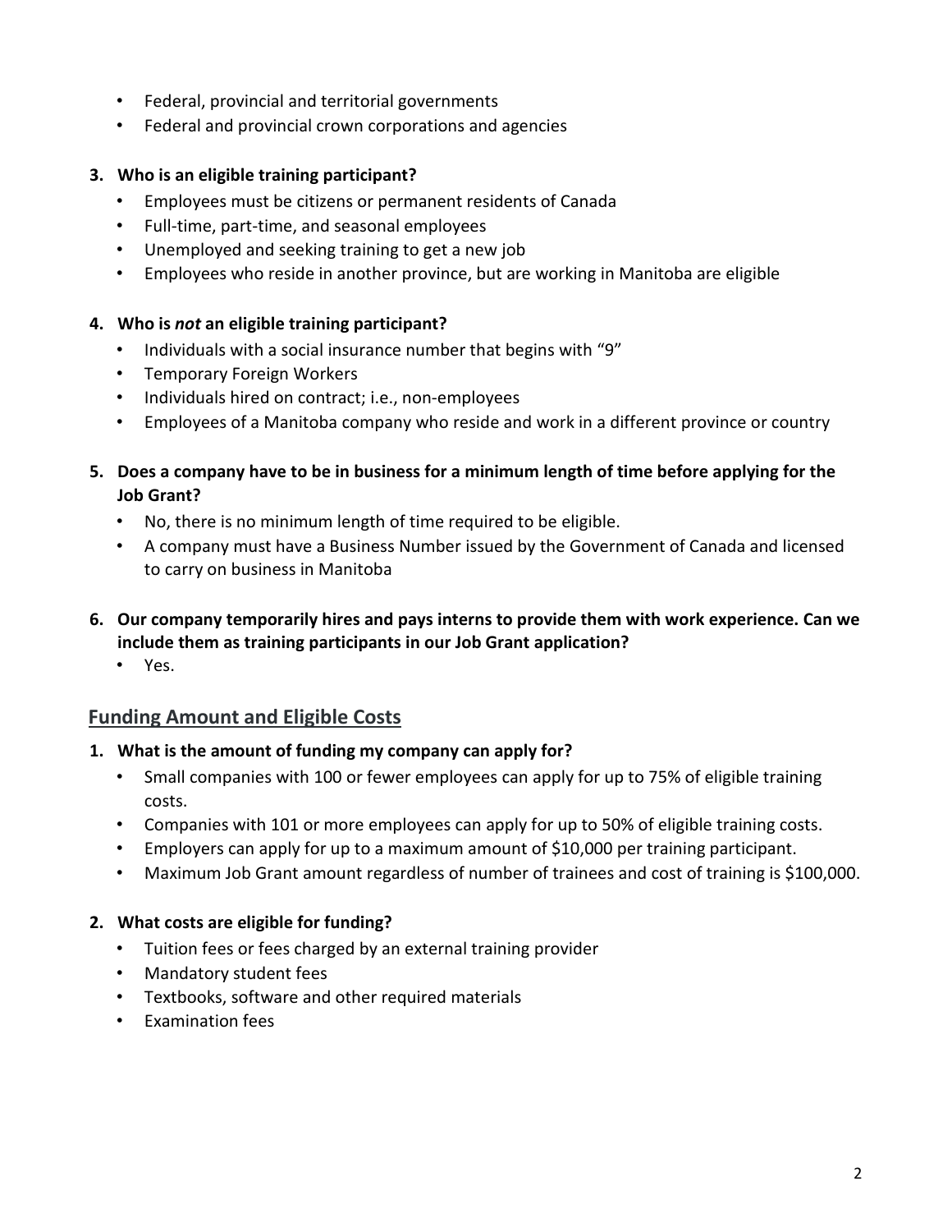- Federal, provincial and territorial governments
- Federal and provincial crown corporations and agencies

**3. Who is an eligible training participant?**

- Employees must be citizens or permanent residents of Canada
- Full-time, part-time, and seasonal employees
- Unemployed and seeking training to get a new job
- Employees who reside in another province, but are working in Manitoba are eligible

**4. Who is *not* an eligible training participant?**

- Individuals with a social insurance number that begins with "9"
- Temporary Foreign Workers
- Individuals hired on contract; i.e., non-employees
- Employees of a Manitoba company who reside and work in a different province or country

**5. Does a company have to be in business for a minimum length of time before applying for the Job Grant?**

- No, there is no minimum length of time required to be eligible.
- A company must have a Business Number issued by the Government of Canada and licensed to carry on business in Manitoba

**6. Our company temporarily hires and pays interns to provide them with work experience. Can we include them as training participants in our Job Grant application?**

- Yes.

## Funding Amount and Eligible Costs

**1. What is the amount of funding my company can apply for?**

- Small companies with 100 or fewer employees can apply for up to 75% of eligible training costs.
- Companies with 101 or more employees can apply for up to 50% of eligible training costs.
- Employers can apply for up to a maximum amount of $10,000 per training participant.
- Maximum Job Grant amount regardless of number of trainees and cost of training is $100,000.

**2. What costs are eligible for funding?**

- Tuition fees or fees charged by an external training provider
- Mandatory student fees
- Textbooks, software and other required materials
- Examination fees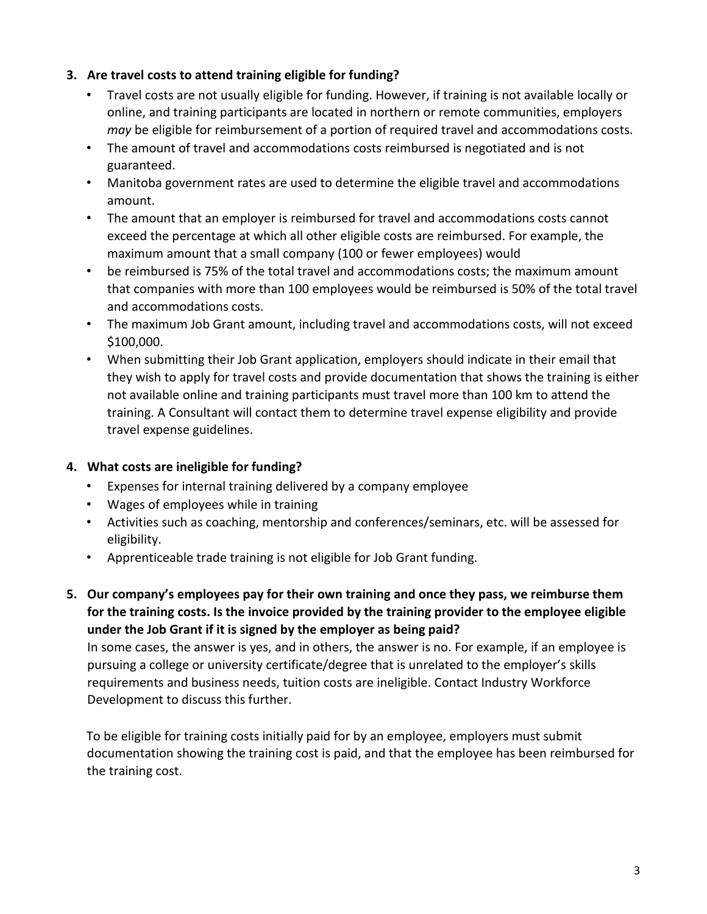**3. Are travel costs to attend training eligible for funding?**

- Travel costs are not usually eligible for funding. However, if training is not available locally or online, and training participants are located in northern or remote communities, employers *may* be eligible for reimbursement of a portion of required travel and accommodations costs.
- The amount of travel and accommodations costs reimbursed is negotiated and is not guaranteed.
- Manitoba government rates are used to determine the eligible travel and accommodations amount.
- The amount that an employer is reimbursed for travel and accommodations costs cannot exceed the percentage at which all other eligible costs are reimbursed. For example, the maximum amount that a small company (100 or fewer employees) would
- be reimbursed is 75% of the total travel and accommodations costs; the maximum amount that companies with more than 100 employees would be reimbursed is 50% of the total travel and accommodations costs.
- The maximum Job Grant amount, including travel and accommodations costs, will not exceed $100,000.
- When submitting their Job Grant application, employers should indicate in their email that they wish to apply for travel costs and provide documentation that shows the training is either not available online and training participants must travel more than 100 km to attend the training. A Consultant will contact them to determine travel expense eligibility and provide travel expense guidelines.

**4. What costs are ineligible for funding?**

- Expenses for internal training delivered by a company employee
- Wages of employees while in training
- Activities such as coaching, mentorship and conferences/seminars, etc. will be assessed for eligibility.
- Apprenticeable trade training is not eligible for Job Grant funding.

**5. Our company's employees pay for their own training and once they pass, we reimburse them for the training costs. Is the invoice provided by the training provider to the employee eligible under the Job Grant if it is signed by the employer as being paid?**

In some cases, the answer is yes, and in others, the answer is no. For example, if an employee is pursuing a college or university certificate/degree that is unrelated to the employer's skills requirements and business needs, tuition costs are ineligible. Contact Industry Workforce Development to discuss this further.

To be eligible for training costs initially paid for by an employee, employers must submit documentation showing the training cost is paid, and that the employee has been reimbursed for the training cost.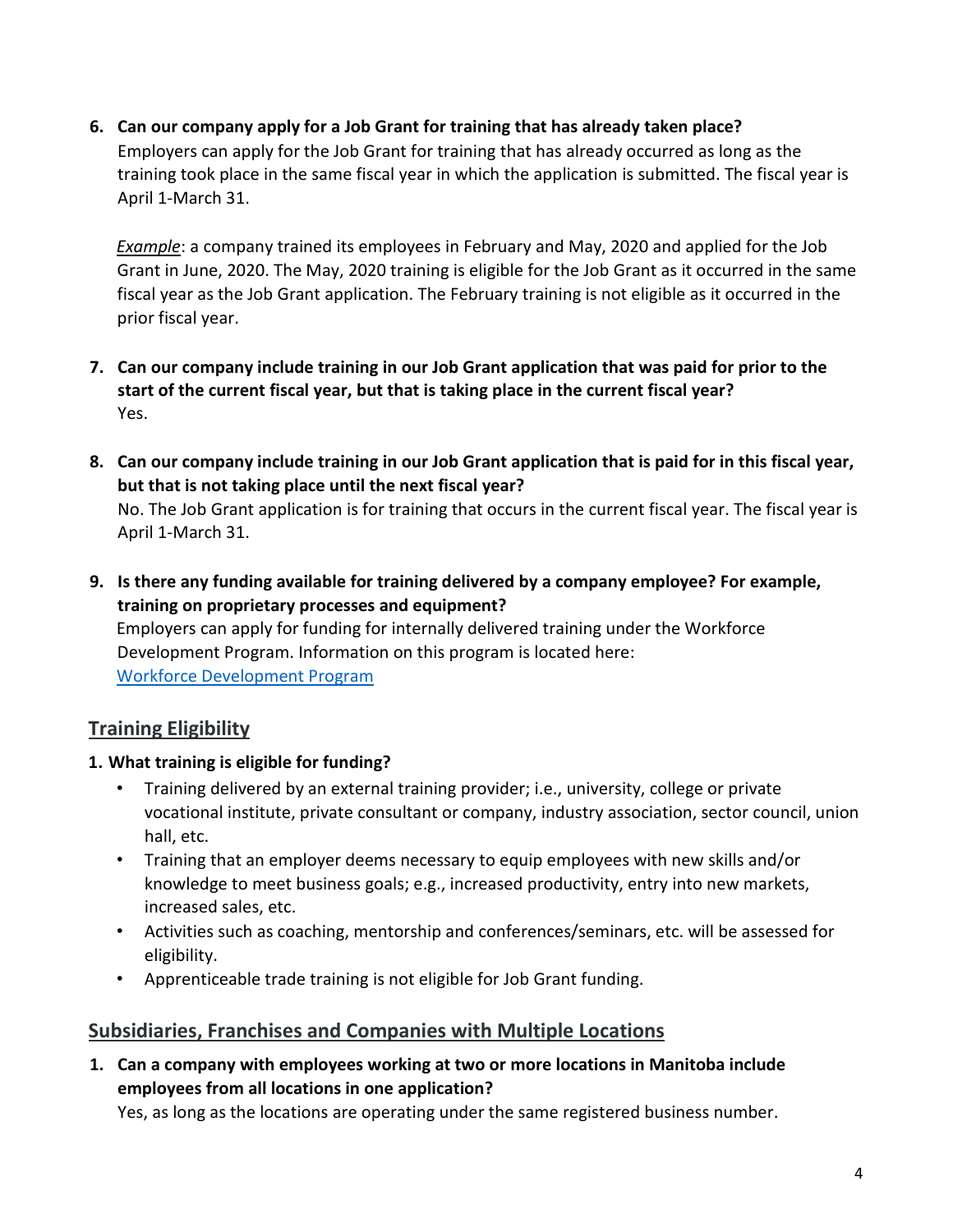6. **Can our company apply for a Job Grant for training that has already taken place?**
   Employers can apply for the Job Grant for training that has already occurred as long as the training took place in the same fiscal year in which the application is submitted. The fiscal year is April 1-March 31.

   *Example*: a company trained its employees in February and May, 2020 and applied for the Job Grant in June, 2020. The May, 2020 training is eligible for the Job Grant as it occurred in the same fiscal year as the Job Grant application. The February training is not eligible as it occurred in the prior fiscal year.

7. **Can our company include training in our Job Grant application that was paid for prior to the start of the current fiscal year, but that is taking place in the current fiscal year?**
   Yes.

8. **Can our company include training in our Job Grant application that is paid for in this fiscal year, but that is not taking place until the next fiscal year?**
   No. The Job Grant application is for training that occurs in the current fiscal year. The fiscal year is April 1-March 31.

9. **Is there any funding available for training delivered by a company employee? For example, training on proprietary processes and equipment?**
   Employers can apply for funding for internally delivered training under the Workforce Development Program. Information on this program is located here:
   Workforce Development Program

## Training Eligibility

1. **What training is eligible for funding?**
   - Training delivered by an external training provider; i.e., university, college or private vocational institute, private consultant or company, industry association, sector council, union hall, etc.
   - Training that an employer deems necessary to equip employees with new skills and/or knowledge to meet business goals; e.g., increased productivity, entry into new markets, increased sales, etc.
   - Activities such as coaching, mentorship and conferences/seminars, etc. will be assessed for eligibility.
   - Apprenticeable trade training is not eligible for Job Grant funding.

## Subsidiaries, Franchises and Companies with Multiple Locations

1. **Can a company with employees working at two or more locations in Manitoba include employees from all locations in one application?**
   Yes, as long as the locations are operating under the same registered business number.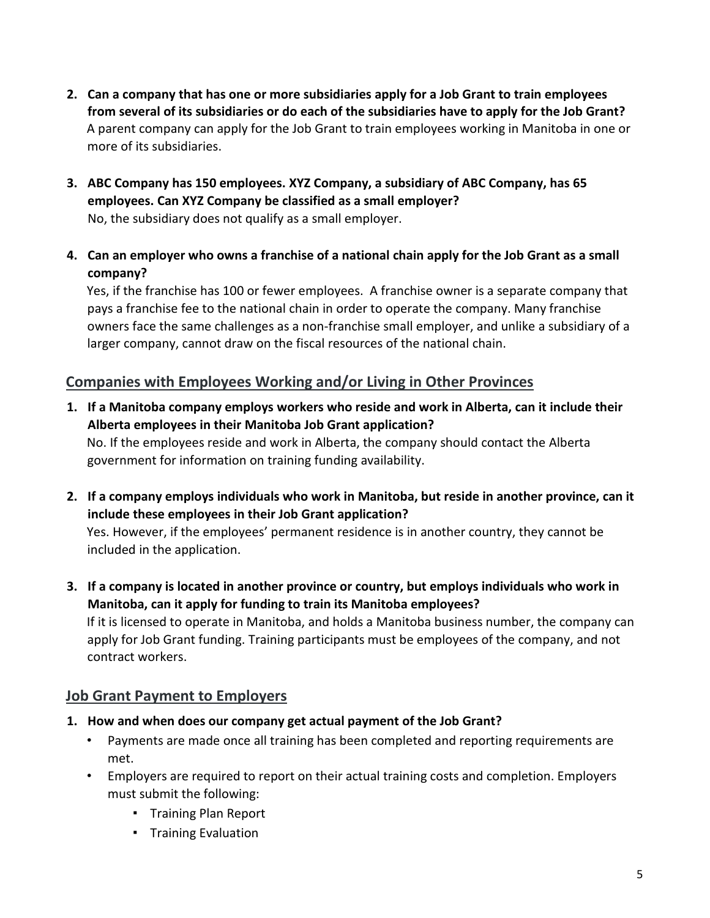2. **Can a company that has one or more subsidiaries apply for a Job Grant to train employees from several of its subsidiaries or do each of the subsidiaries have to apply for the Job Grant?**
   A parent company can apply for the Job Grant to train employees working in Manitoba in one or more of its subsidiaries.

3. **ABC Company has 150 employees. XYZ Company, a subsidiary of ABC Company, has 65 employees. Can XYZ Company be classified as a small employer?**
   No, the subsidiary does not qualify as a small employer.

4. **Can an employer who owns a franchise of a national chain apply for the Job Grant as a small company?**
   Yes, if the franchise has 100 or fewer employees. A franchise owner is a separate company that pays a franchise fee to the national chain in order to operate the company. Many franchise owners face the same challenges as a non-franchise small employer, and unlike a subsidiary of a larger company, cannot draw on the fiscal resources of the national chain.

## Companies with Employees Working and/or Living in Other Provinces

1. **If a Manitoba company employs workers who reside and work in Alberta, can it include their Alberta employees in their Manitoba Job Grant application?**
   No. If the employees reside and work in Alberta, the company should contact the Alberta government for information on training funding availability.

2. **If a company employs individuals who work in Manitoba, but reside in another province, can it include these employees in their Job Grant application?**
   Yes. However, if the employees' permanent residence is in another country, they cannot be included in the application.

3. **If a company is located in another province or country, but employs individuals who work in Manitoba, can it apply for funding to train its Manitoba employees?**
   If it is licensed to operate in Manitoba, and holds a Manitoba business number, the company can apply for Job Grant funding. Training participants must be employees of the company, and not contract workers.

## Job Grant Payment to Employers

1. **How and when does our company get actual payment of the Job Grant?**
   - Payments are made once all training has been completed and reporting requirements are met.
   - Employers are required to report on their actual training costs and completion. Employers must submit the following:
     - Training Plan Report
     - Training Evaluation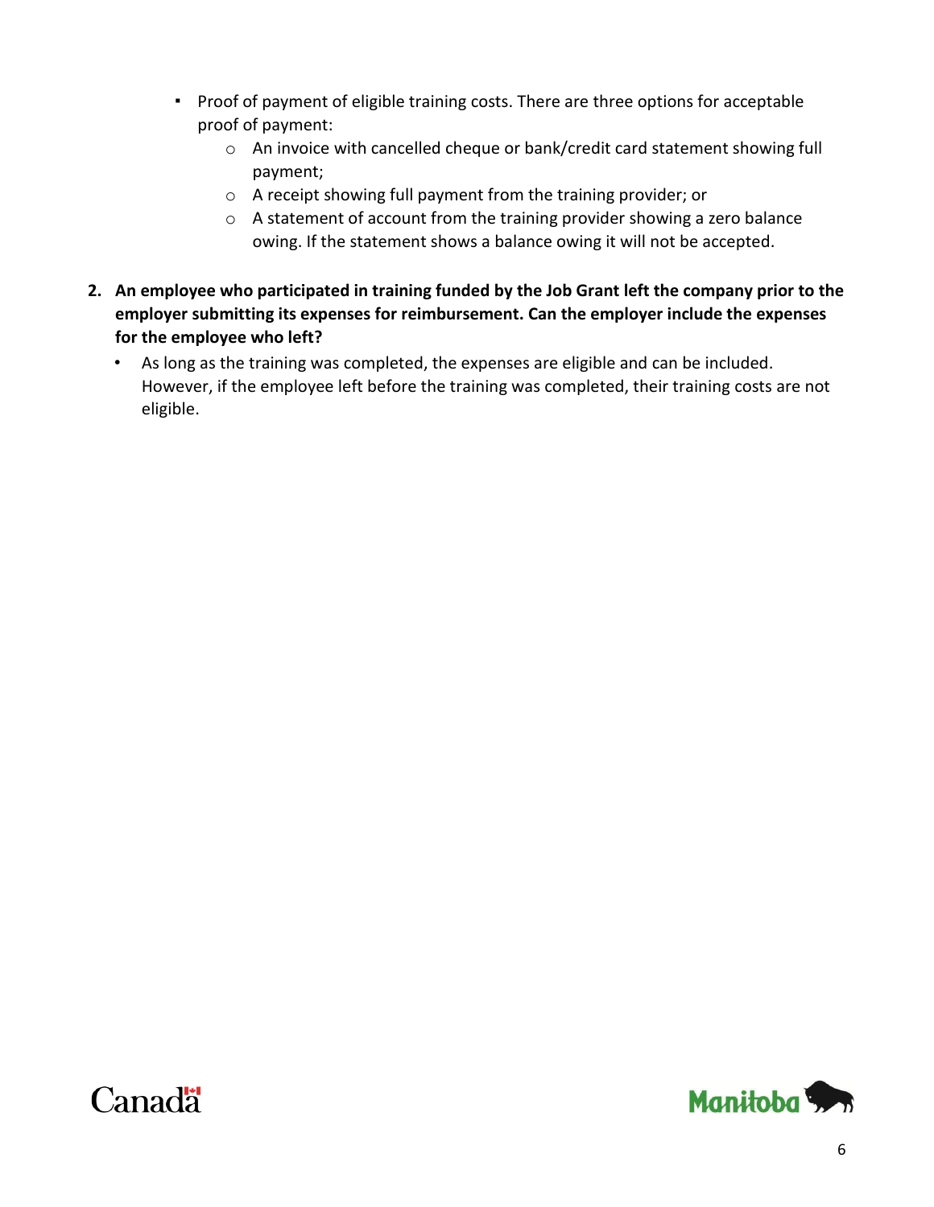- Proof of payment of eligible training costs. There are three options for acceptable proof of payment:
    - An invoice with cancelled cheque or bank/credit card statement showing full payment;
    - A receipt showing full payment from the training provider; or
    - A statement of account from the training provider showing a zero balance owing. If the statement shows a balance owing it will not be accepted.

2. **An employee who participated in training funded by the Job Grant left the company prior to the employer submitting its expenses for reimbursement. Can the employer include the expenses for the employee who left?**
    - As long as the training was completed, the expenses are eligible and can be included. However, if the employee left before the training was completed, their training costs are not eligible.